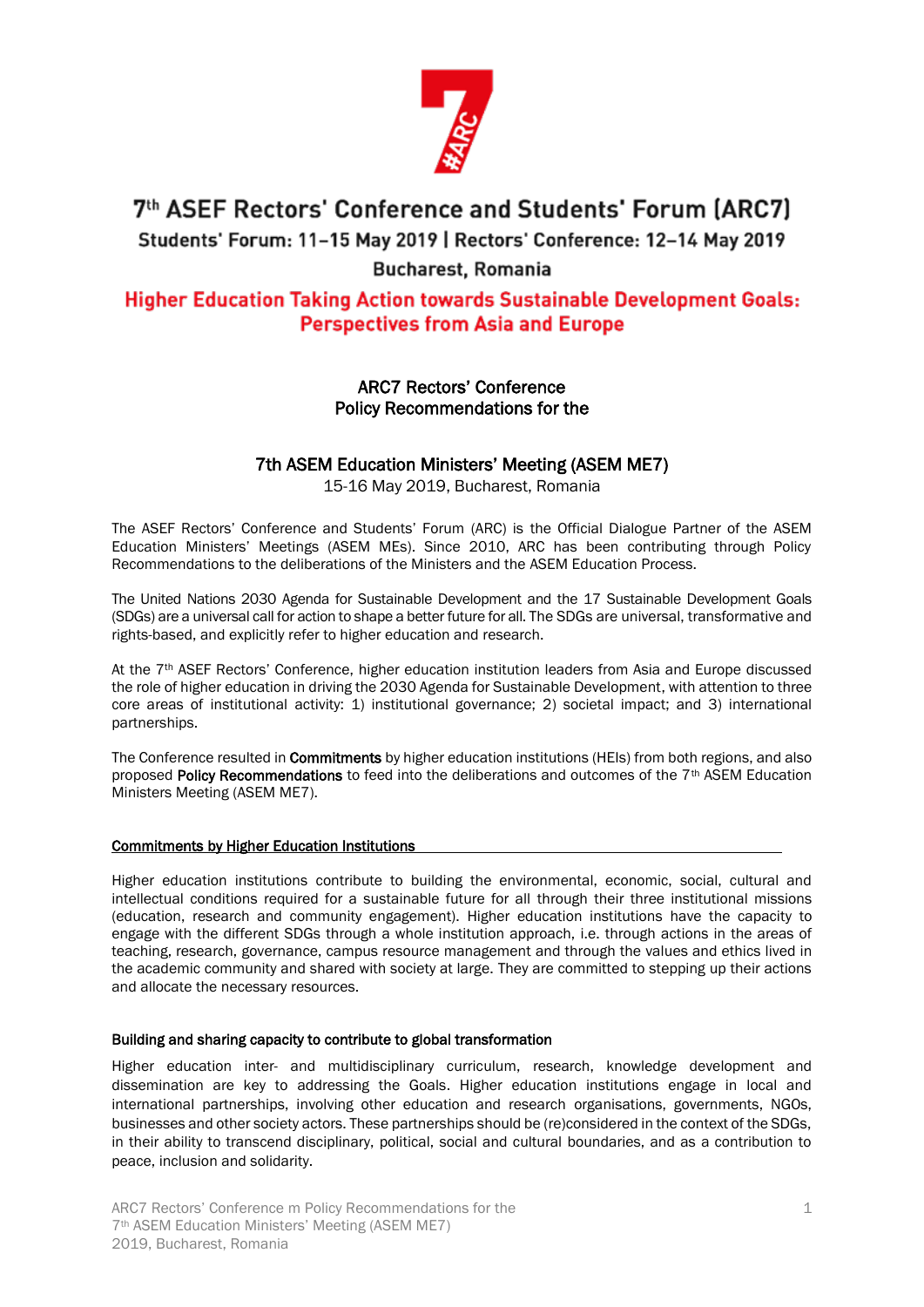# 7th ASEF Rectors' Conference and Students' Forum (ARC7)

**Students' Forum: 11–15 May 2019 | Rectors' Conference: 12–14 May 2019**

**Bucharest, Romania**

## Higher Education Taking Action towards Sustainable Development Goals: Perspectives from Asia and Europe

### ARC7 Rectors' Conference
### Policy Recommendations for the

### 7th ASEM Education Ministers' Meeting (ASEM ME7)

15-16 May 2019, Bucharest, Romania

The ASEF Rectors' Conference and Students' Forum (ARC) is the Official Dialogue Partner of the ASEM Education Ministers' Meetings (ASEM MEs). Since 2010, ARC has been contributing through Policy Recommendations to the deliberations of the Ministers and the ASEM Education Process.

The United Nations 2030 Agenda for Sustainable Development and the 17 Sustainable Development Goals (SDGs) are a universal call for action to shape a better future for all. The SDGs are universal, transformative and rights-based, and explicitly refer to higher education and research.

At the 7th ASEF Rectors' Conference, higher education institution leaders from Asia and Europe discussed the role of higher education in driving the 2030 Agenda for Sustainable Development, with attention to three core areas of institutional activity: 1) institutional governance; 2) societal impact; and 3) international partnerships.

The Conference resulted in **Commitments** by higher education institutions (HEIs) from both regions, and also proposed **Policy Recommendations** to feed into the deliberations and outcomes of the 7th ASEM Education Ministers Meeting (ASEM ME7).

#### Commitments by Higher Education Institutions

Higher education institutions contribute to building the environmental, economic, social, cultural and intellectual conditions required for a sustainable future for all through their three institutional missions (education, research and community engagement). Higher education institutions have the capacity to engage with the different SDGs through a whole institution approach, i.e. through actions in the areas of teaching, research, governance, campus resource management and through the values and ethics lived in the academic community and shared with society at large. They are committed to stepping up their actions and allocate the necessary resources.

#### Building and sharing capacity to contribute to global transformation

Higher education inter- and multidisciplinary curriculum, research, knowledge development and dissemination are key to addressing the Goals. Higher education institutions engage in local and international partnerships, involving other education and research organisations, governments, NGOs, businesses and other society actors. These partnerships should be (re)considered in the context of the SDGs, in their ability to transcend disciplinary, political, social and cultural boundaries, and as a contribution to peace, inclusion and solidarity.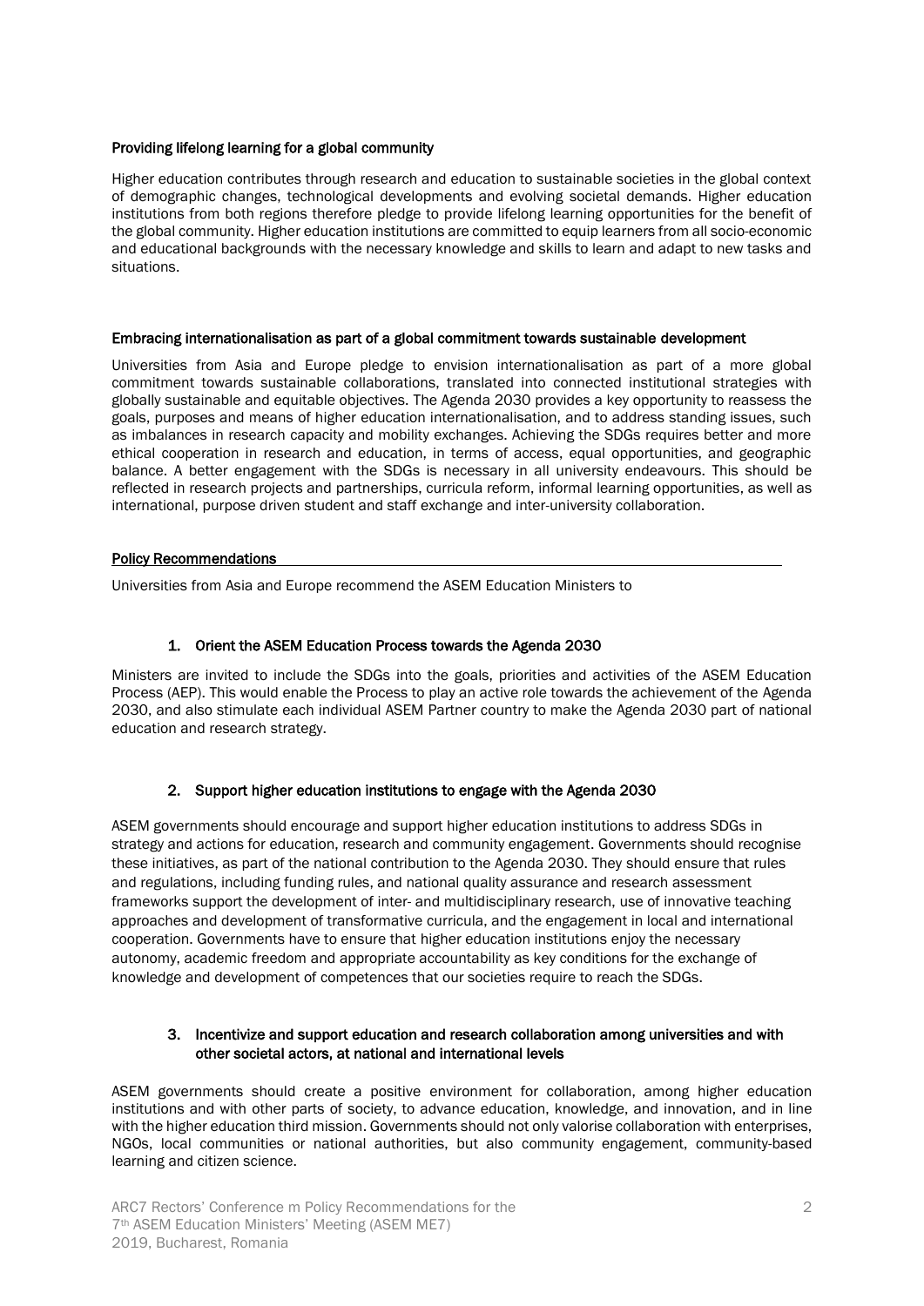**Providing lifelong learning for a global community**

Higher education contributes through research and education to sustainable societies in the global context of demographic changes, technological developments and evolving societal demands. Higher education institutions from both regions therefore pledge to provide lifelong learning opportunities for the benefit of the global community. Higher education institutions are committed to equip learners from all socio-economic and educational backgrounds with the necessary knowledge and skills to learn and adapt to new tasks and situations.

**Embracing internationalisation as part of a global commitment towards sustainable development**

Universities from Asia and Europe pledge to envision internationalisation as part of a more global commitment towards sustainable collaborations, translated into connected institutional strategies with globally sustainable and equitable objectives. The Agenda 2030 provides a key opportunity to reassess the goals, purposes and means of higher education internationalisation, and to address standing issues, such as imbalances in research capacity and mobility exchanges. Achieving the SDGs requires better and more ethical cooperation in research and education, in terms of access, equal opportunities, and geographic balance. A better engagement with the SDGs is necessary in all university endeavours. This should be reflected in research projects and partnerships, curricula reform, informal learning opportunities, as well as international, purpose driven student and staff exchange and inter-university collaboration.

## Policy Recommendations

Universities from Asia and Europe recommend the ASEM Education Ministers to

### 1. Orient the ASEM Education Process towards the Agenda 2030

Ministers are invited to include the SDGs into the goals, priorities and activities of the ASEM Education Process (AEP). This would enable the Process to play an active role towards the achievement of the Agenda 2030, and also stimulate each individual ASEM Partner country to make the Agenda 2030 part of national education and research strategy.

### 2. Support higher education institutions to engage with the Agenda 2030

ASEM governments should encourage and support higher education institutions to address SDGs in strategy and actions for education, research and community engagement. Governments should recognise these initiatives, as part of the national contribution to the Agenda 2030. They should ensure that rules and regulations, including funding rules, and national quality assurance and research assessment frameworks support the development of inter- and multidisciplinary research, use of innovative teaching approaches and development of transformative curricula, and the engagement in local and international cooperation. Governments have to ensure that higher education institutions enjoy the necessary autonomy, academic freedom and appropriate accountability as key conditions for the exchange of knowledge and development of competences that our societies require to reach the SDGs.

### 3. Incentivize and support education and research collaboration among universities and with other societal actors, at national and international levels

ASEM governments should create a positive environment for collaboration, among higher education institutions and with other parts of society, to advance education, knowledge, and innovation, and in line with the higher education third mission. Governments should not only valorise collaboration with enterprises, NGOs, local communities or national authorities, but also community engagement, community-based learning and citizen science.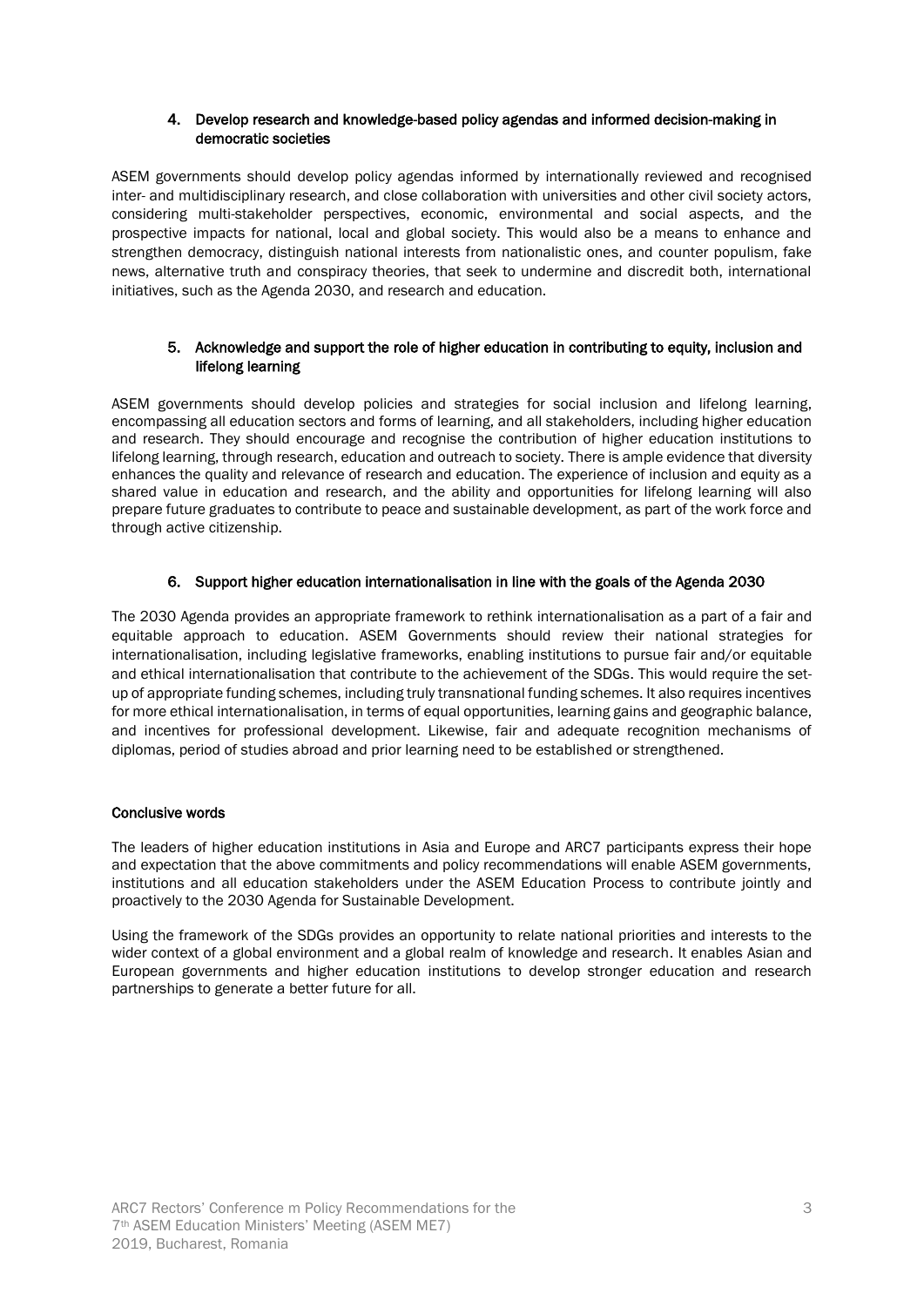## 4. Develop research and knowledge-based policy agendas and informed decision-making in democratic societies

ASEM governments should develop policy agendas informed by internationally reviewed and recognised inter- and multidisciplinary research, and close collaboration with universities and other civil society actors, considering multi-stakeholder perspectives, economic, environmental and social aspects, and the prospective impacts for national, local and global society. This would also be a means to enhance and strengthen democracy, distinguish national interests from nationalistic ones, and counter populism, fake news, alternative truth and conspiracy theories, that seek to undermine and discredit both, international initiatives, such as the Agenda 2030, and research and education.

## 5. Acknowledge and support the role of higher education in contributing to equity, inclusion and lifelong learning

ASEM governments should develop policies and strategies for social inclusion and lifelong learning, encompassing all education sectors and forms of learning, and all stakeholders, including higher education and research. They should encourage and recognise the contribution of higher education institutions to lifelong learning, through research, education and outreach to society. There is ample evidence that diversity enhances the quality and relevance of research and education. The experience of inclusion and equity as a shared value in education and research, and the ability and opportunities for lifelong learning will also prepare future graduates to contribute to peace and sustainable development, as part of the work force and through active citizenship.

## 6. Support higher education internationalisation in line with the goals of the Agenda 2030

The 2030 Agenda provides an appropriate framework to rethink internationalisation as a part of a fair and equitable approach to education. ASEM Governments should review their national strategies for internationalisation, including legislative frameworks, enabling institutions to pursue fair and/or equitable and ethical internationalisation that contribute to the achievement of the SDGs. This would require the set-up of appropriate funding schemes, including truly transnational funding schemes. It also requires incentives for more ethical internationalisation, in terms of equal opportunities, learning gains and geographic balance, and incentives for professional development. Likewise, fair and adequate recognition mechanisms of diplomas, period of studies abroad and prior learning need to be established or strengthened.

## Conclusive words

The leaders of higher education institutions in Asia and Europe and ARC7 participants express their hope and expectation that the above commitments and policy recommendations will enable ASEM governments, institutions and all education stakeholders under the ASEM Education Process to contribute jointly and proactively to the 2030 Agenda for Sustainable Development.

Using the framework of the SDGs provides an opportunity to relate national priorities and interests to the wider context of a global environment and a global realm of knowledge and research. It enables Asian and European governments and higher education institutions to develop stronger education and research partnerships to generate a better future for all.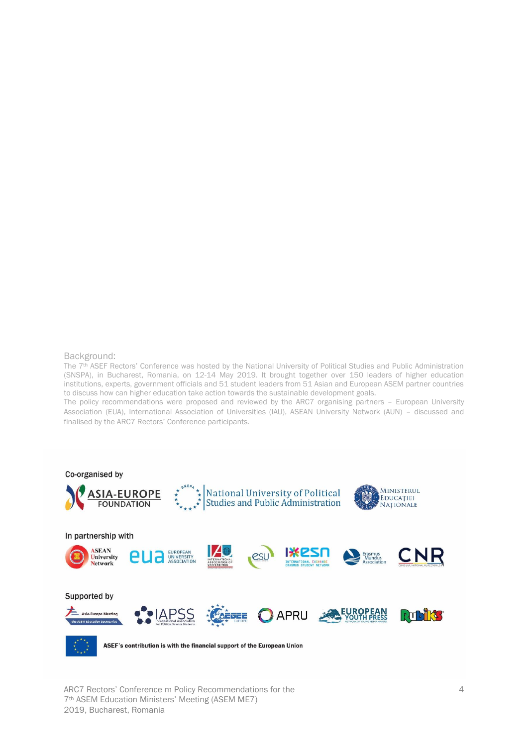Background:

The 7th ASEF Rectors' Conference was hosted by the National University of Political Studies and Public Administration (SNSPA), in Bucharest, Romania, on 12-14 May 2019. It brought together over 150 leaders of higher education institutions, experts, government officials and 51 student leaders from 51 Asian and European ASEM partner countries to discuss how can higher education take action towards the sustainable development goals.

The policy recommendations were proposed and reviewed by the ARC7 organising partners – European University Association (EUA), International Association of Universities (IAU), ASEAN University Network (AUN) – discussed and finalised by the ARC7 Rectors' Conference participants.

Co-organised by

ASIA-EUROPE FOUNDATION

National University of Political Studies and Public Administration

Ministerul Educației Naționale

In partnership with

ASEAN University Network

eua European University Association

International Association of Universities

esu

esn International Exchange Erasmus Student Network

Erasmus Mundus Association

CNR

Supported by

Asia-Europe Meeting – the ASEM Education Secretariat

IAPSS International Association for Political Science Students

AEGEE Europe

APRU

European Youth Press – Network of Young Media Makers

Rubik's

**ASEF's contribution is with the financial support of the European Union**